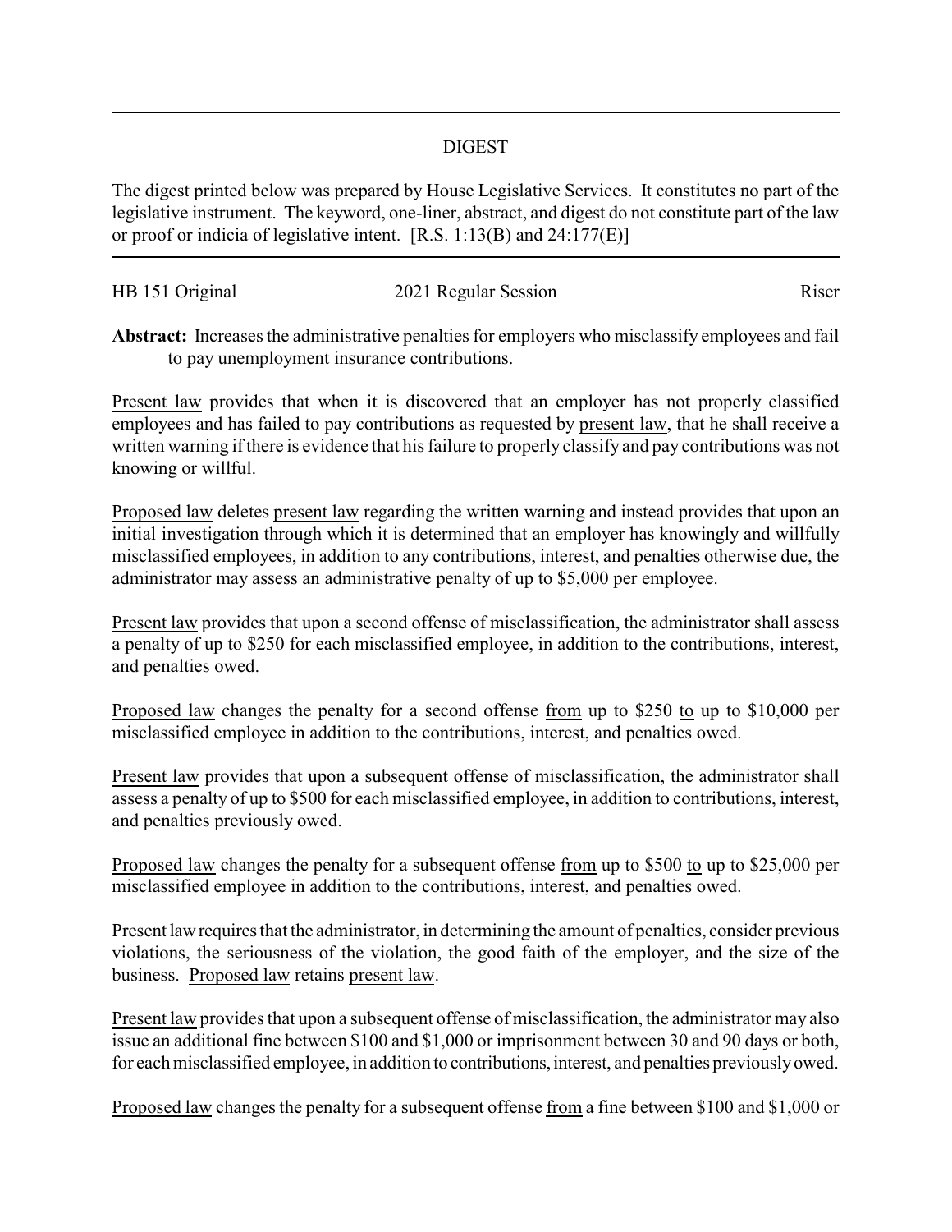## DIGEST

The digest printed below was prepared by House Legislative Services. It constitutes no part of the legislative instrument. The keyword, one-liner, abstract, and digest do not constitute part of the law or proof or indicia of legislative intent. [R.S. 1:13(B) and 24:177(E)]

HB 151 Original | 2021 Regular Session | Riser

**Abstract:** Increases the administrative penalties for employers who misclassify employees and fail to pay unemployment insurance contributions.

Present law provides that when it is discovered that an employer has not properly classified employees and has failed to pay contributions as requested by present law, that he shall receive a written warning if there is evidence that his failure to properly classify and pay contributions was not knowing or willful.

Proposed law deletes present law regarding the written warning and instead provides that upon an initial investigation through which it is determined that an employer has knowingly and willfully misclassified employees, in addition to any contributions, interest, and penalties otherwise due, the administrator may assess an administrative penalty of up to $5,000 per employee.

Present law provides that upon a second offense of misclassification, the administrator shall assess a penalty of up to $250 for each misclassified employee, in addition to the contributions, interest, and penalties owed.

Proposed law changes the penalty for a second offense from up to $250 to up to $10,000 per misclassified employee in addition to the contributions, interest, and penalties owed.

Present law provides that upon a subsequent offense of misclassification, the administrator shall assess a penalty of up to $500 for each misclassified employee, in addition to contributions, interest, and penalties previously owed.

Proposed law changes the penalty for a subsequent offense from up to $500 to up to $25,000 per misclassified employee in addition to the contributions, interest, and penalties owed.

Present law requires that the administrator, in determining the amount of penalties, consider previous violations, the seriousness of the violation, the good faith of the employer, and the size of the business. Proposed law retains present law.

Present law provides that upon a subsequent offense of misclassification, the administrator may also issue an additional fine between $100 and $1,000 or imprisonment between 30 and 90 days or both, for each misclassified employee, in addition to contributions, interest, and penalties previously owed.

Proposed law changes the penalty for a subsequent offense from a fine between $100 and $1,000 or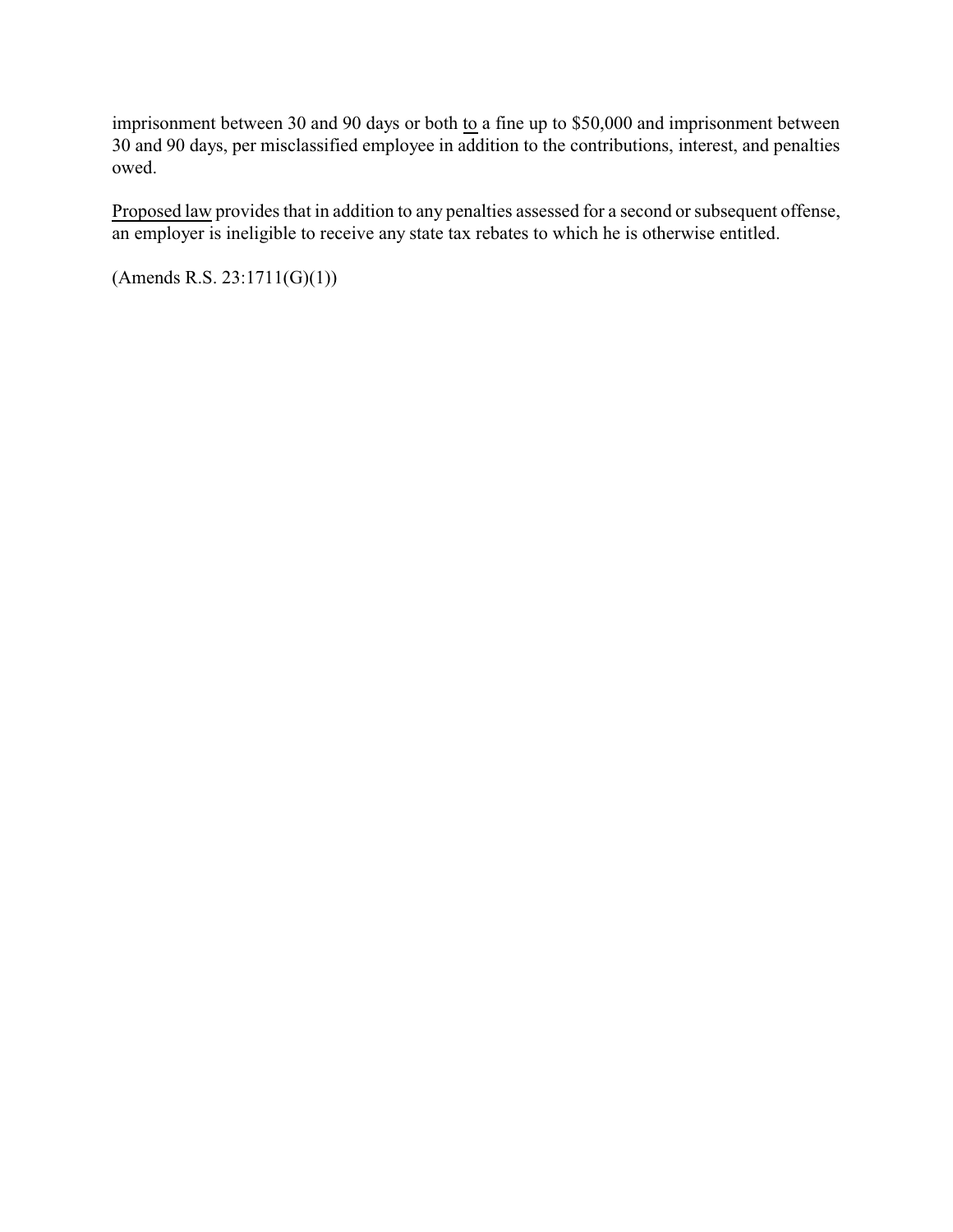imprisonment between 30 and 90 days or both to a fine up to $50,000 and imprisonment between 30 and 90 days, per misclassified employee in addition to the contributions, interest, and penalties owed.

Proposed law provides that in addition to any penalties assessed for a second or subsequent offense, an employer is ineligible to receive any state tax rebates to which he is otherwise entitled.

(Amends R.S. 23:1711(G)(1))